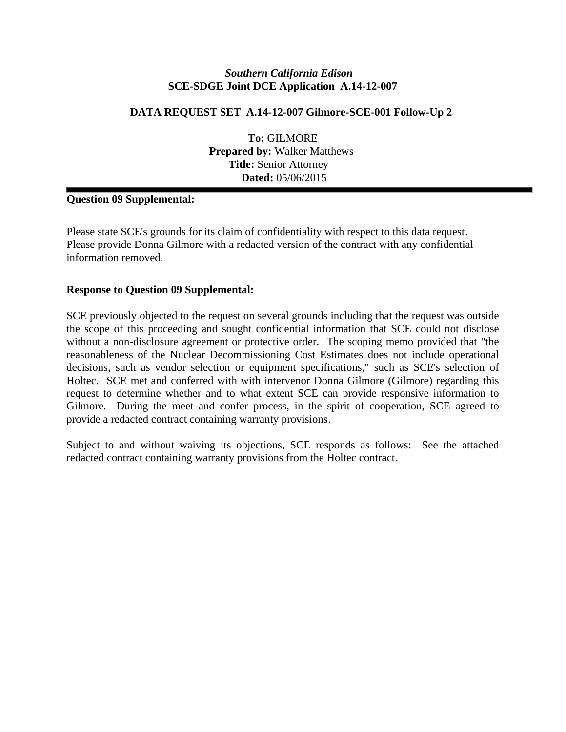*Southern California Edison*
**SCE-SDGE Joint DCE Application A.14-12-007**

**DATA REQUEST SET A.14-12-007 Gilmore-SCE-001 Follow-Up 2**

**To:** GILMORE
**Prepared by:** Walker Matthews
**Title:** Senior Attorney
**Dated:** 05/06/2015

---

**Question 09 Supplemental:**

Please state SCE's grounds for its claim of confidentiality with respect to this data request. Please provide Donna Gilmore with a redacted version of the contract with any confidential information removed.

**Response to Question 09 Supplemental:**

SCE previously objected to the request on several grounds including that the request was outside the scope of this proceeding and sought confidential information that SCE could not disclose without a non-disclosure agreement or protective order. The scoping memo provided that "the reasonableness of the Nuclear Decommissioning Cost Estimates does not include operational decisions, such as vendor selection or equipment specifications," such as SCE's selection of Holtec. SCE met and conferred with with intervenor Donna Gilmore (Gilmore) regarding this request to determine whether and to what extent SCE can provide responsive information to Gilmore. During the meet and confer process, in the spirit of cooperation, SCE agreed to provide a redacted contract containing warranty provisions.

Subject to and without waiving its objections, SCE responds as follows: See the attached redacted contract containing warranty provisions from the Holtec contract.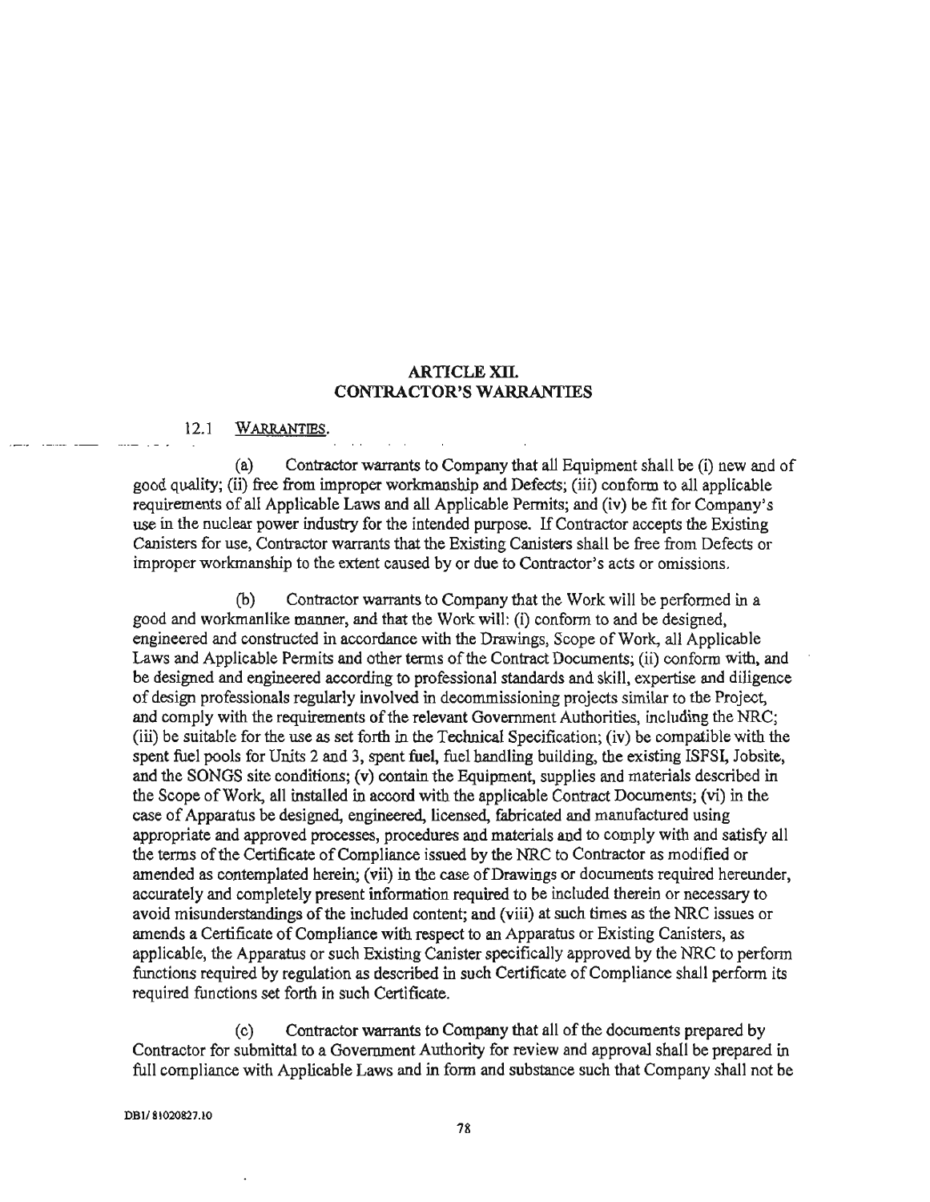## ARTICLE XII.
## CONTRACTOR'S WARRANTIES

12.1 WARRANTIES.

(a) Contractor warrants to Company that all Equipment shall be (i) new and of good quality; (ii) free from improper workmanship and Defects; (iii) conform to all applicable requirements of all Applicable Laws and all Applicable Permits; and (iv) be fit for Company's use in the nuclear power industry for the intended purpose. If Contractor accepts the Existing Canisters for use, Contractor warrants that the Existing Canisters shall be free from Defects or improper workmanship to the extent caused by or due to Contractor's acts or omissions.

(b) Contractor warrants to Company that the Work will be performed in a good and workmanlike manner, and that the Work will: (i) conform to and be designed, engineered and constructed in accordance with the Drawings, Scope of Work, all Applicable Laws and Applicable Permits and other terms of the Contract Documents; (ii) conform with, and be designed and engineered according to professional standards and skill, expertise and diligence of design professionals regularly involved in decommissioning projects similar to the Project, and comply with the requirements of the relevant Government Authorities, including the NRC; (iii) be suitable for the use as set forth in the Technical Specification; (iv) be compatible with the spent fuel pools for Units 2 and 3, spent fuel, fuel handling building, the existing ISFSI, Jobsite, and the SONGS site conditions; (v) contain the Equipment, supplies and materials described in the Scope of Work, all installed in accord with the applicable Contract Documents; (vi) in the case of Apparatus be designed, engineered, licensed, fabricated and manufactured using appropriate and approved processes, procedures and materials and to comply with and satisfy all the terms of the Certificate of Compliance issued by the NRC to Contractor as modified or amended as contemplated herein; (vii) in the case of Drawings or documents required hereunder, accurately and completely present information required to be included therein or necessary to avoid misunderstandings of the included content; and (viii) at such times as the NRC issues or amends a Certificate of Compliance with respect to an Apparatus or Existing Canisters, as applicable, the Apparatus or such Existing Canister specifically approved by the NRC to perform functions required by regulation as described in such Certificate of Compliance shall perform its required functions set forth in such Certificate.

(c) Contractor warrants to Company that all of the documents prepared by Contractor for submittal to a Government Authority for review and approval shall be prepared in full compliance with Applicable Laws and in form and substance such that Company shall not be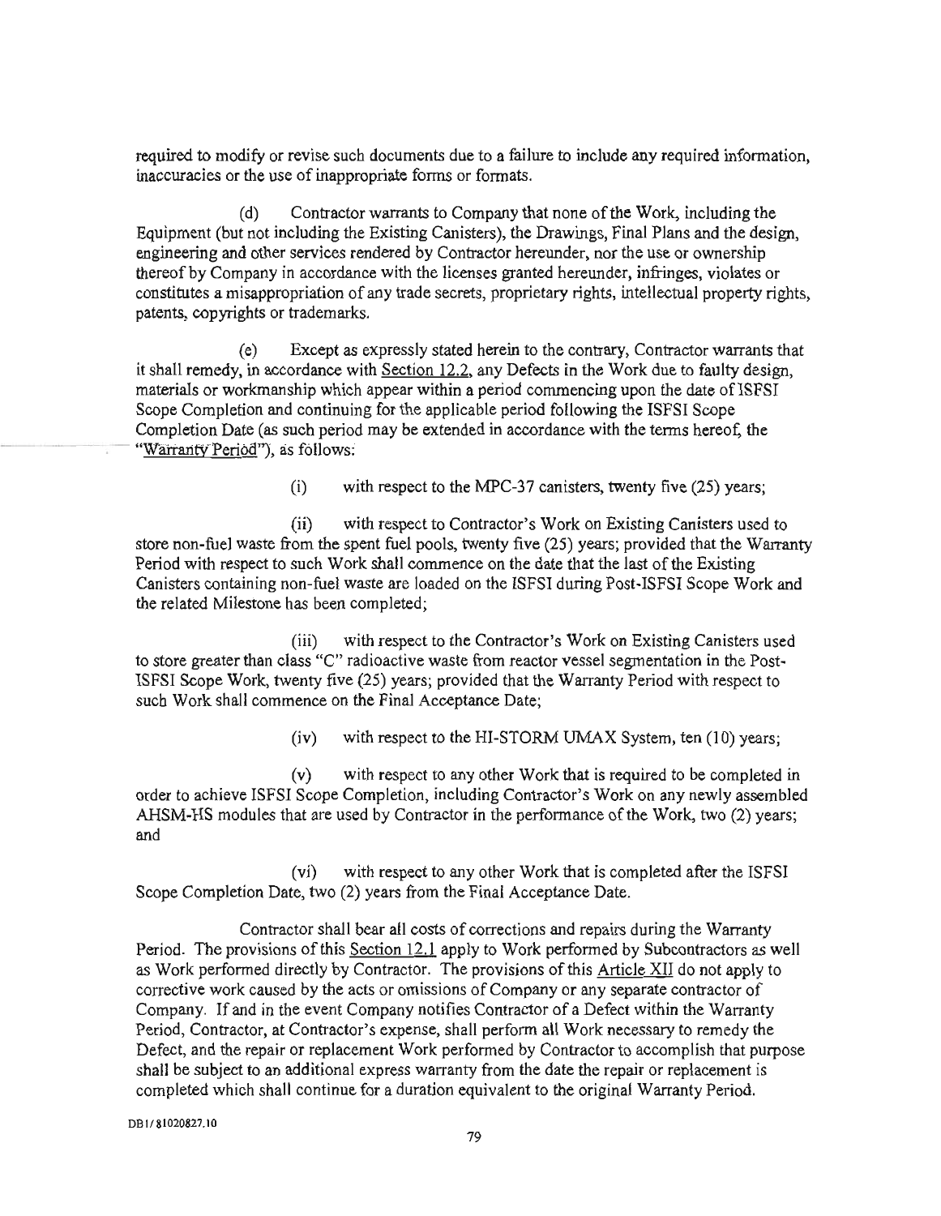required to modify or revise such documents due to a failure to include any required information, inaccuracies or the use of inappropriate forms or formats.

(d) Contractor warrants to Company that none of the Work, including the Equipment (but not including the Existing Canisters), the Drawings, Final Plans and the design, engineering and other services rendered by Contractor hereunder, nor the use or ownership thereof by Company in accordance with the licenses granted hereunder, infringes, violates or constitutes a misappropriation of any trade secrets, proprietary rights, intellectual property rights, patents, copyrights or trademarks.

(e) Except as expressly stated herein to the contrary, Contractor warrants that it shall remedy, in accordance with Section 12.2, any Defects in the Work due to faulty design, materials or workmanship which appear within a period commencing upon the date of ISFSI Scope Completion and continuing for the applicable period following the ISFSI Scope Completion Date (as such period may be extended in accordance with the terms hereof, the "Warranty Period"), as follows:

(i) with respect to the MPC-37 canisters, twenty five (25) years;

(ii) with respect to Contractor's Work on Existing Canisters used to store non-fuel waste from the spent fuel pools, twenty five (25) years; provided that the Warranty Period with respect to such Work shall commence on the date that the last of the Existing Canisters containing non-fuel waste are loaded on the ISFSI during Post-ISFSI Scope Work and the related Milestone has been completed;

(iii) with respect to the Contractor's Work on Existing Canisters used to store greater than class "C" radioactive waste from reactor vessel segmentation in the Post-ISFSI Scope Work, twenty five (25) years; provided that the Warranty Period with respect to such Work shall commence on the Final Acceptance Date;

(iv) with respect to the HI-STORM UMAX System, ten (10) years;

(v) with respect to any other Work that is required to be completed in order to achieve ISFSI Scope Completion, including Contractor's Work on any newly assembled AHSM-HS modules that are used by Contractor in the performance of the Work, two (2) years; and

(vi) with respect to any other Work that is completed after the ISFSI Scope Completion Date, two (2) years from the Final Acceptance Date.

Contractor shall bear all costs of corrections and repairs during the Warranty Period. The provisions of this Section 12.1 apply to Work performed by Subcontractors as well as Work performed directly by Contractor. The provisions of this Article XII do not apply to corrective work caused by the acts or omissions of Company or any separate contractor of Company. If and in the event Company notifies Contractor of a Defect within the Warranty Period, Contractor, at Contractor's expense, shall perform all Work necessary to remedy the Defect, and the repair or replacement Work performed by Contractor to accomplish that purpose shall be subject to an additional express warranty from the date the repair or replacement is completed which shall continue for a duration equivalent to the original Warranty Period.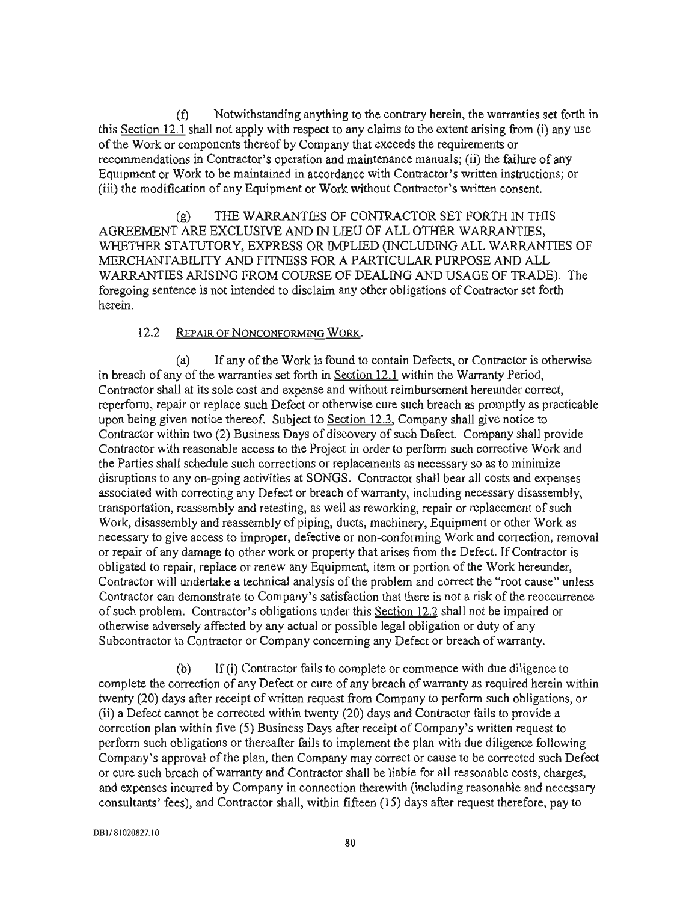(f) Notwithstanding anything to the contrary herein, the warranties set forth in this Section 12.1 shall not apply with respect to any claims to the extent arising from (i) any use of the Work or components thereof by Company that exceeds the requirements or recommendations in Contractor's operation and maintenance manuals; (ii) the failure of any Equipment or Work to be maintained in accordance with Contractor's written instructions; or (iii) the modification of any Equipment or Work without Contractor's written consent.

(g) THE WARRANTIES OF CONTRACTOR SET FORTH IN THIS AGREEMENT ARE EXCLUSIVE AND IN LIEU OF ALL OTHER WARRANTIES, WHETHER STATUTORY, EXPRESS OR IMPLIED (INCLUDING ALL WARRANTIES OF MERCHANTABILITY AND FITNESS FOR A PARTICULAR PURPOSE AND ALL WARRANTIES ARISING FROM COURSE OF DEALING AND USAGE OF TRADE). The foregoing sentence is not intended to disclaim any other obligations of Contractor set forth herein.

12.2 REPAIR OF NONCONFORMING WORK.

(a) If any of the Work is found to contain Defects, or Contractor is otherwise in breach of any of the warranties set forth in Section 12.1 within the Warranty Period, Contractor shall at its sole cost and expense and without reimbursement hereunder correct, reperform, repair or replace such Defect or otherwise cure such breach as promptly as practicable upon being given notice thereof. Subject to Section 12.3, Company shall give notice to Contractor within two (2) Business Days of discovery of such Defect. Company shall provide Contractor with reasonable access to the Project in order to perform such corrective Work and the Parties shall schedule such corrections or replacements as necessary so as to minimize disruptions to any on-going activities at SONGS. Contractor shall bear all costs and expenses associated with correcting any Defect or breach of warranty, including necessary disassembly, transportation, reassembly and retesting, as well as reworking, repair or replacement of such Work, disassembly and reassembly of piping, ducts, machinery, Equipment or other Work as necessary to give access to improper, defective or non-conforming Work and correction, removal or repair of any damage to other work or property that arises from the Defect. If Contractor is obligated to repair, replace or renew any Equipment, item or portion of the Work hereunder, Contractor will undertake a technical analysis of the problem and correct the "root cause" unless Contractor can demonstrate to Company's satisfaction that there is not a risk of the reoccurrence of such problem. Contractor's obligations under this Section 12.2 shall not be impaired or otherwise adversely affected by any actual or possible legal obligation or duty of any Subcontractor to Contractor or Company concerning any Defect or breach of warranty.

(b) If (i) Contractor fails to complete or commence with due diligence to complete the correction of any Defect or cure of any breach of warranty as required herein within twenty (20) days after receipt of written request from Company to perform such obligations, or (ii) a Defect cannot be corrected within twenty (20) days and Contractor fails to provide a correction plan within five (5) Business Days after receipt of Company's written request to perform such obligations or thereafter fails to implement the plan with due diligence following Company's approval of the plan, then Company may correct or cause to be corrected such Defect or cure such breach of warranty and Contractor shall be liable for all reasonable costs, charges, and expenses incurred by Company in connection therewith (including reasonable and necessary consultants' fees), and Contractor shall, within fifteen (15) days after request therefore, pay to

DB1/81020827.10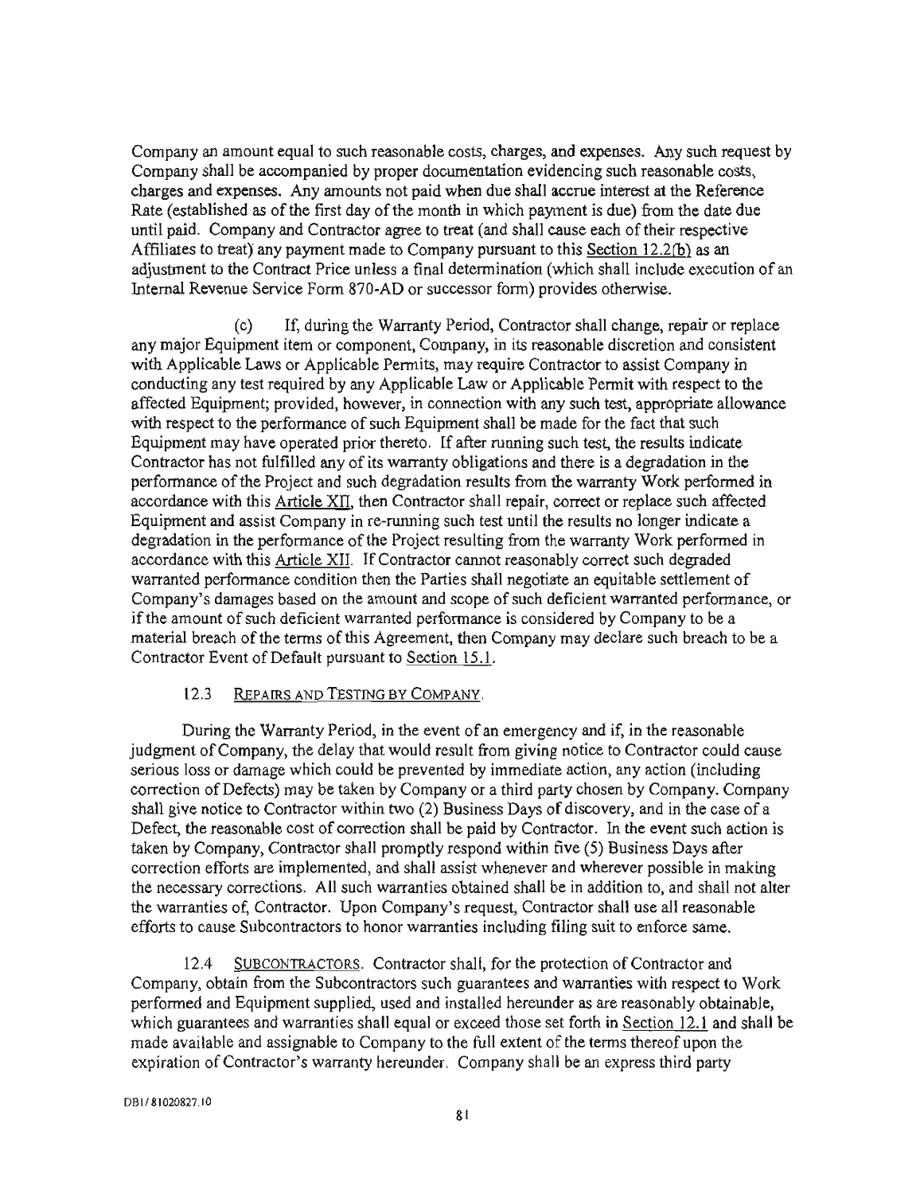Company an amount equal to such reasonable costs, charges, and expenses. Any such request by Company shall be accompanied by proper documentation evidencing such reasonable costs, charges and expenses. Any amounts not paid when due shall accrue interest at the Reference Rate (established as of the first day of the month in which payment is due) from the date due until paid. Company and Contractor agree to treat (and shall cause each of their respective Affiliates to treat) any payment made to Company pursuant to this Section 12.2(b) as an adjustment to the Contract Price unless a final determination (which shall include execution of an Internal Revenue Service Form 870-AD or successor form) provides otherwise.

(c) If, during the Warranty Period, Contractor shall change, repair or replace any major Equipment item or component, Company, in its reasonable discretion and consistent with Applicable Laws or Applicable Permits, may require Contractor to assist Company in conducting any test required by any Applicable Law or Applicable Permit with respect to the affected Equipment; provided, however, in connection with any such test, appropriate allowance with respect to the performance of such Equipment shall be made for the fact that such Equipment may have operated prior thereto. If after running such test, the results indicate Contractor has not fulfilled any of its warranty obligations and there is a degradation in the performance of the Project and such degradation results from the warranty Work performed in accordance with this Article XII, then Contractor shall repair, correct or replace such affected Equipment and assist Company in re-running such test until the results no longer indicate a degradation in the performance of the Project resulting from the warranty Work performed in accordance with this Article XII. If Contractor cannot reasonably correct such degraded warranted performance condition then the Parties shall negotiate an equitable settlement of Company's damages based on the amount and scope of such deficient warranted performance, or if the amount of such deficient warranted performance is considered by Company to be a material breach of the terms of this Agreement, then Company may declare such breach to be a Contractor Event of Default pursuant to Section 15.1.

12.3 REPAIRS AND TESTING BY COMPANY.

During the Warranty Period, in the event of an emergency and if, in the reasonable judgment of Company, the delay that would result from giving notice to Contractor could cause serious loss or damage which could be prevented by immediate action, any action (including correction of Defects) may be taken by Company or a third party chosen by Company. Company shall give notice to Contractor within two (2) Business Days of discovery, and in the case of a Defect, the reasonable cost of correction shall be paid by Contractor. In the event such action is taken by Company, Contractor shall promptly respond within five (5) Business Days after correction efforts are implemented, and shall assist whenever and wherever possible in making the necessary corrections. All such warranties obtained shall be in addition to, and shall not alter the warranties of, Contractor. Upon Company's request, Contractor shall use all reasonable efforts to cause Subcontractors to honor warranties including filing suit to enforce same.

12.4 SUBCONTRACTORS. Contractor shall, for the protection of Contractor and Company, obtain from the Subcontractors such guarantees and warranties with respect to Work performed and Equipment supplied, used and installed hereunder as are reasonably obtainable, which guarantees and warranties shall equal or exceed those set forth in Section 12.1 and shall be made available and assignable to Company to the full extent of the terms thereof upon the expiration of Contractor's warranty hereunder. Company shall be an express third party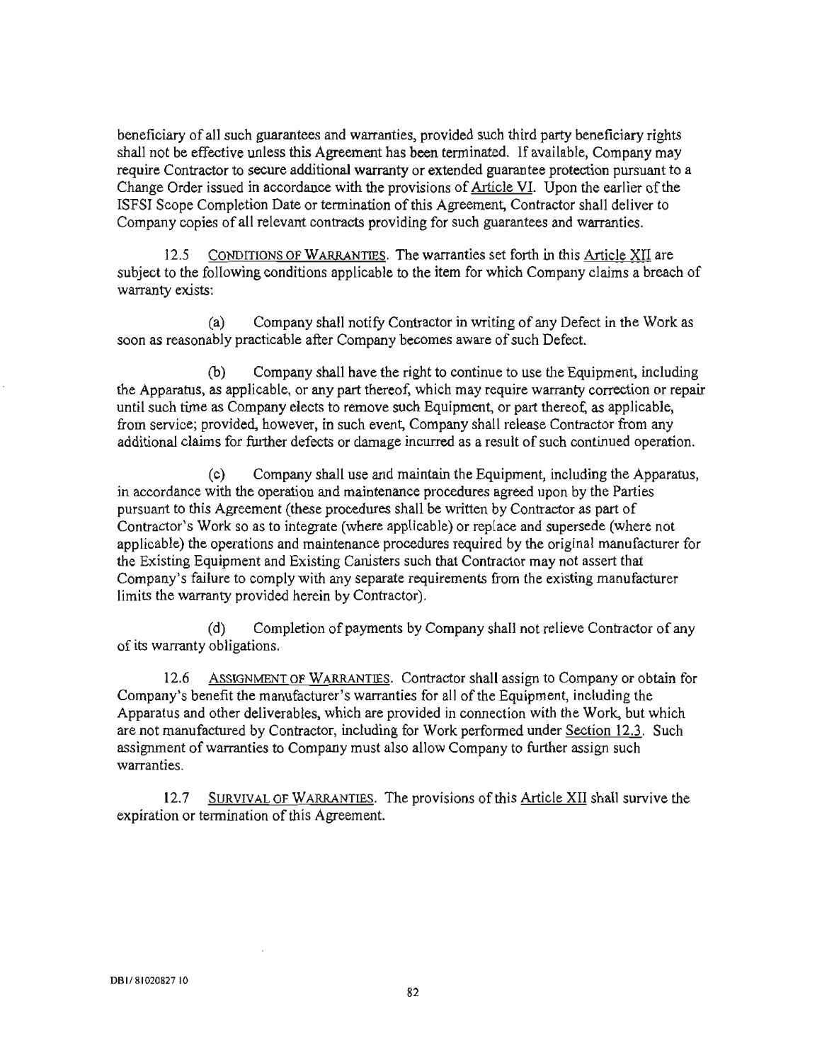beneficiary of all such guarantees and warranties, provided such third party beneficiary rights shall not be effective unless this Agreement has been terminated. If available, Company may require Contractor to secure additional warranty or extended guarantee protection pursuant to a Change Order issued in accordance with the provisions of Article VI. Upon the earlier of the ISFSI Scope Completion Date or termination of this Agreement, Contractor shall deliver to Company copies of all relevant contracts providing for such guarantees and warranties.

12.5 CONDITIONS OF WARRANTIES. The warranties set forth in this Article XII are subject to the following conditions applicable to the item for which Company claims a breach of warranty exists:

(a) Company shall notify Contractor in writing of any Defect in the Work as soon as reasonably practicable after Company becomes aware of such Defect.

(b) Company shall have the right to continue to use the Equipment, including the Apparatus, as applicable, or any part thereof, which may require warranty correction or repair until such time as Company elects to remove such Equipment, or part thereof, as applicable, from service; provided, however, in such event, Company shall release Contractor from any additional claims for further defects or damage incurred as a result of such continued operation.

(c) Company shall use and maintain the Equipment, including the Apparatus, in accordance with the operation and maintenance procedures agreed upon by the Parties pursuant to this Agreement (these procedures shall be written by Contractor as part of Contractor's Work so as to integrate (where applicable) or replace and supersede (where not applicable) the operations and maintenance procedures required by the original manufacturer for the Existing Equipment and Existing Canisters such that Contractor may not assert that Company's failure to comply with any separate requirements from the existing manufacturer limits the warranty provided herein by Contractor).

(d) Completion of payments by Company shall not relieve Contractor of any of its warranty obligations.

12.6 ASSIGNMENT OF WARRANTIES. Contractor shall assign to Company or obtain for Company's benefit the manufacturer's warranties for all of the Equipment, including the Apparatus and other deliverables, which are provided in connection with the Work, but which are not manufactured by Contractor, including for Work performed under Section 12.3. Such assignment of warranties to Company must also allow Company to further assign such warranties.

12.7 SURVIVAL OF WARRANTIES. The provisions of this Article XII shall survive the expiration or termination of this Agreement.

DB1/ 81020827 10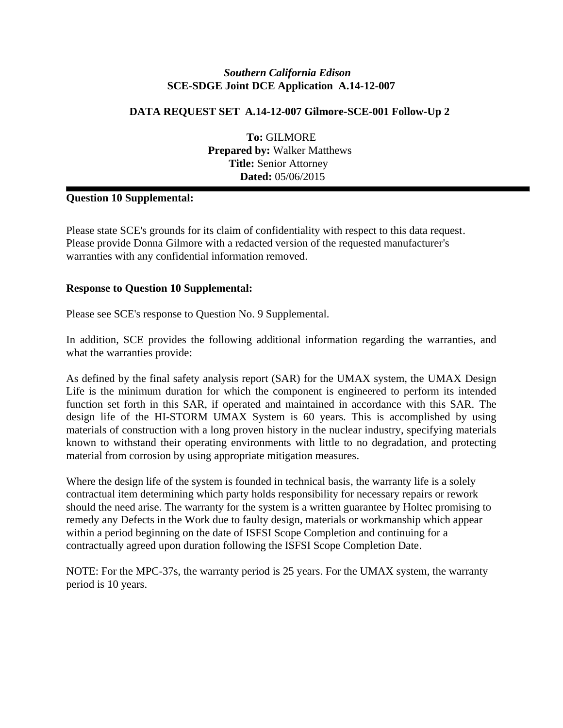*Southern California Edison*
**SCE-SDGE Joint DCE Application A.14-12-007**

**DATA REQUEST SET A.14-12-007 Gilmore-SCE-001 Follow-Up 2**

**To:** GILMORE
**Prepared by:** Walker Matthews
**Title:** Senior Attorney
**Dated:** 05/06/2015

---

**Question 10 Supplemental:**

Please state SCE's grounds for its claim of confidentiality with respect to this data request. Please provide Donna Gilmore with a redacted version of the requested manufacturer's warranties with any confidential information removed.

**Response to Question 10 Supplemental:**

Please see SCE's response to Question No. 9 Supplemental.

In addition, SCE provides the following additional information regarding the warranties, and what the warranties provide:

As defined by the final safety analysis report (SAR) for the UMAX system, the UMAX Design Life is the minimum duration for which the component is engineered to perform its intended function set forth in this SAR, if operated and maintained in accordance with this SAR. The design life of the HI-STORM UMAX System is 60 years. This is accomplished by using materials of construction with a long proven history in the nuclear industry, specifying materials known to withstand their operating environments with little to no degradation, and protecting material from corrosion by using appropriate mitigation measures.

Where the design life of the system is founded in technical basis, the warranty life is a solely contractual item determining which party holds responsibility for necessary repairs or rework should the need arise. The warranty for the system is a written guarantee by Holtec promising to remedy any Defects in the Work due to faulty design, materials or workmanship which appear within a period beginning on the date of ISFSI Scope Completion and continuing for a contractually agreed upon duration following the ISFSI Scope Completion Date.

NOTE: For the MPC-37s, the warranty period is 25 years. For the UMAX system, the warranty period is 10 years.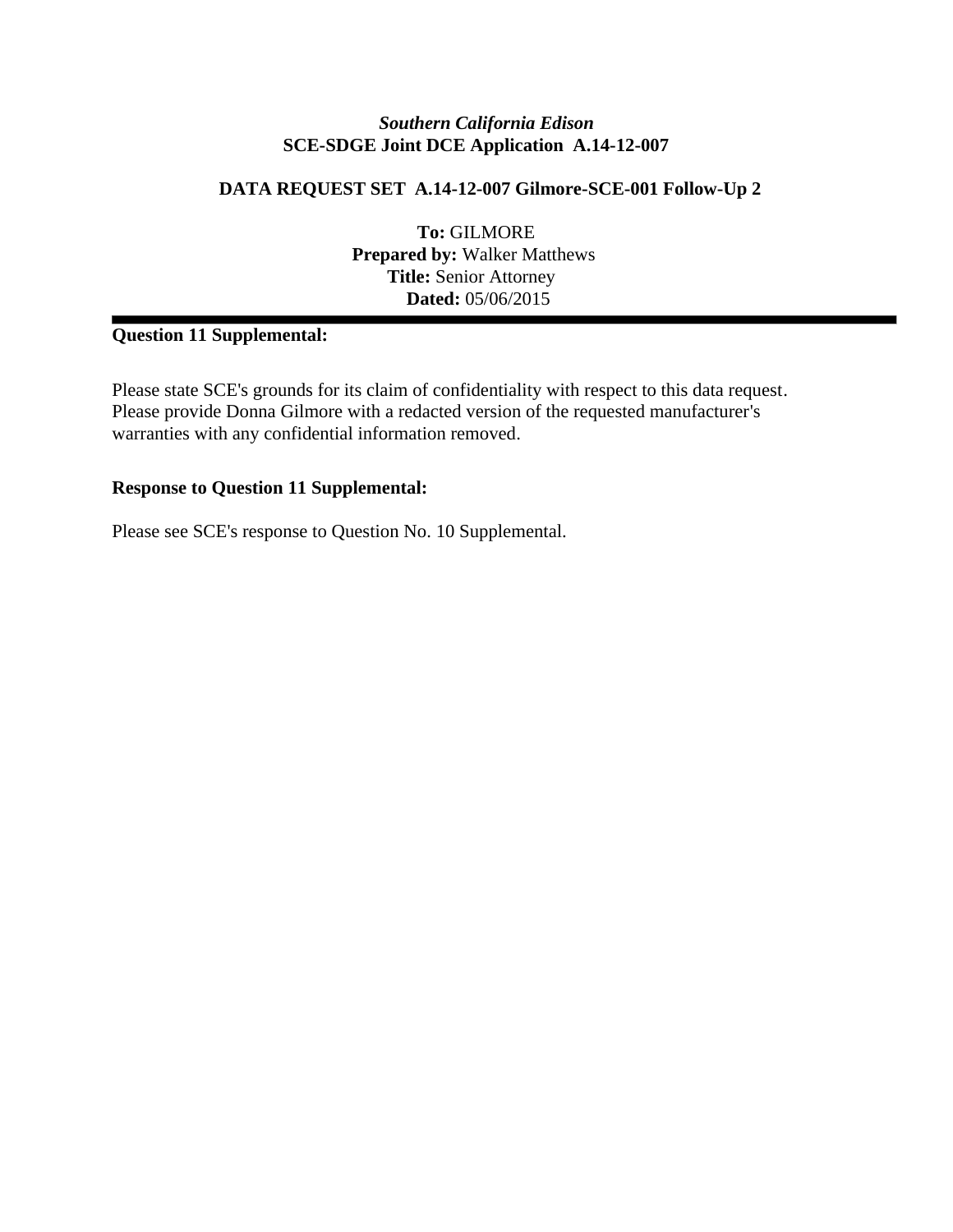*Southern California Edison*
**SCE-SDGE Joint DCE Application A.14-12-007**

**DATA REQUEST SET A.14-12-007 Gilmore-SCE-001 Follow-Up 2**

**To:** GILMORE
**Prepared by:** Walker Matthews
**Title:** Senior Attorney
**Dated:** 05/06/2015

---

**Question 11 Supplemental:**

Please state SCE's grounds for its claim of confidentiality with respect to this data request. Please provide Donna Gilmore with a redacted version of the requested manufacturer's warranties with any confidential information removed.

**Response to Question 11 Supplemental:**

Please see SCE's response to Question No. 10 Supplemental.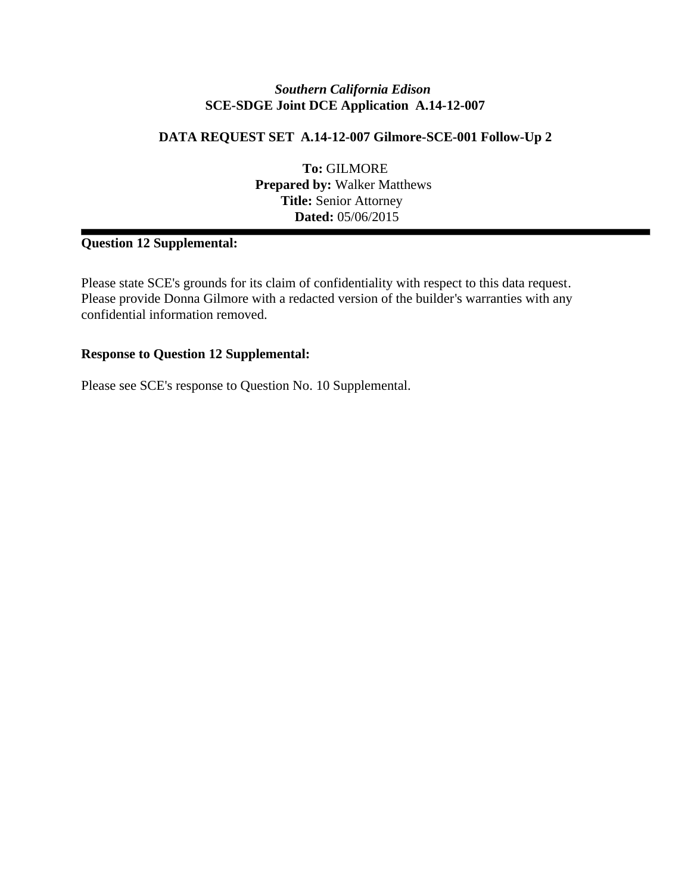*Southern California Edison*
**SCE-SDGE Joint DCE Application A.14-12-007**

**DATA REQUEST SET A.14-12-007 Gilmore-SCE-001 Follow-Up 2**

**To:** GILMORE
**Prepared by:** Walker Matthews
**Title:** Senior Attorney
**Dated:** 05/06/2015

---

**Question 12 Supplemental:**

Please state SCE's grounds for its claim of confidentiality with respect to this data request. Please provide Donna Gilmore with a redacted version of the builder's warranties with any confidential information removed.

**Response to Question 12 Supplemental:**

Please see SCE's response to Question No. 10 Supplemental.